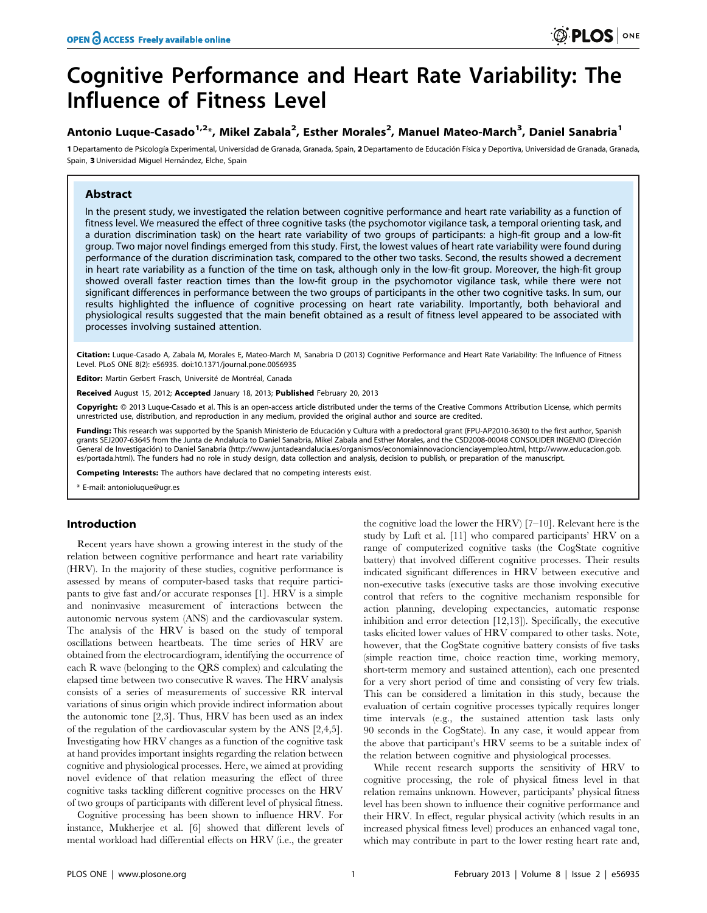# Cognitive Performance and Heart Rate Variability: The Influence of Fitness Level

**Antonio Luque-Casado[1,2]*, Mikel Zabala[2], Esther Morales[2], Manuel Mateo-March[3], Daniel Sanabria[1]**

1 Departamento de Psicología Experimental, Universidad de Granada, Granada, Spain, 2 Departamento de Educación Física y Deportiva, Universidad de Granada, Granada, Spain, 3 Universidad Miguel Hernández, Elche, Spain

## Abstract

In the present study, we investigated the relation between cognitive performance and heart rate variability as a function of fitness level. We measured the effect of three cognitive tasks (the psychomotor vigilance task, a temporal orienting task, and a duration discrimination task) on the heart rate variability of two groups of participants: a high-fit group and a low-fit group. Two major novel findings emerged from this study. First, the lowest values of heart rate variability were found during performance of the duration discrimination task, compared to the other two tasks. Second, the results showed a decrement in heart rate variability as a function of the time on task, although only in the low-fit group. Moreover, the high-fit group showed overall faster reaction times than the low-fit group in the psychomotor vigilance task, while there were not significant differences in performance between the two groups of participants in the other two cognitive tasks. In sum, our results highlighted the influence of cognitive processing on heart rate variability. Importantly, both behavioral and physiological results suggested that the main benefit obtained as a result of fitness level appeared to be associated with processes involving sustained attention.

**Citation:** Luque-Casado A, Zabala M, Morales E, Mateo-March M, Sanabria D (2013) Cognitive Performance and Heart Rate Variability: The Influence of Fitness Level. PLoS ONE 8(2): e56935. doi:10.1371/journal.pone.0056935

**Editor:** Martin Gerbert Frasch, Université de Montréal, Canada

**Received** August 15, 2012; **Accepted** January 18, 2013; **Published** February 20, 2013

**Copyright:** © 2013 Luque-Casado et al. This is an open-access article distributed under the terms of the Creative Commons Attribution License, which permits unrestricted use, distribution, and reproduction in any medium, provided the original author and source are credited.

**Funding:** This research was supported by the Spanish Ministerio de Educación y Cultura with a predoctoral grant (FPU-AP2010-3630) to the first author, Spanish grants SEJ2007-63645 from the Junta de Andalucía to Daniel Sanabria, Mikel Zabala and Esther Morales, and the CSD2008-00048 CONSOLIDER INGENIO (Dirección General de Investigación) to Daniel Sanabria (http://www.juntadeandalucia.es/organismos/economiainnovacioncienciayempleo.html, http://www.educacion.gob.es/portada.html). The funders had no role in study design, data collection and analysis, decision to publish, or preparation of the manuscript.

**Competing Interests:** The authors have declared that no competing interests exist.

\* E-mail: antonioluque@ugr.es

## Introduction

Recent years have shown a growing interest in the study of the relation between cognitive performance and heart rate variability (HRV). In the majority of these studies, cognitive performance is assessed by means of computer-based tasks that require participants to give fast and/or accurate responses [1]. HRV is a simple and noninvasive measurement of interactions between the autonomic nervous system (ANS) and the cardiovascular system. The analysis of the HRV is based on the study of temporal oscillations between heartbeats. The time series of HRV are obtained from the electrocardiogram, identifying the occurrence of each R wave (belonging to the QRS complex) and calculating the elapsed time between two consecutive R waves. The HRV analysis consists of a series of measurements of successive RR interval variations of sinus origin which provide indirect information about the autonomic tone [2,3]. Thus, HRV has been used as an index of the regulation of the cardiovascular system by the ANS [2,4,5]. Investigating how HRV changes as a function of the cognitive task at hand provides important insights regarding the relation between cognitive and physiological processes. Here, we aimed at providing novel evidence of that relation measuring the effect of three cognitive tasks tackling different cognitive processes on the HRV of two groups of participants with different level of physical fitness.

Cognitive processing has been shown to influence HRV. For instance, Mukherjee et al. [6] showed that different levels of mental workload had differential effects on HRV (i.e., the greater the cognitive load the lower the HRV) [7–10]. Relevant here is the study by Luft et al. [11] who compared participants' HRV on a range of computerized cognitive tasks (the CogState cognitive battery) that involved different cognitive processes. Their results indicated significant differences in HRV between executive and non-executive tasks (executive tasks are those involving executive control that refers to the cognitive mechanism responsible for action planning, developing expectancies, automatic response inhibition and error detection [12,13]). Specifically, the executive tasks elicited lower values of HRV compared to other tasks. Note, however, that the CogState cognitive battery consists of five tasks (simple reaction time, choice reaction time, working memory, short-term memory and sustained attention), each one presented for a very short period of time and consisting of very few trials. This can be considered a limitation in this study, because the evaluation of certain cognitive processes typically requires longer time intervals (e.g., the sustained attention task lasts only 90 seconds in the CogState). In any case, it would appear from the above that participant's HRV seems to be a suitable index of the relation between cognitive and physiological processes.

While recent research supports the sensitivity of HRV to cognitive processing, the role of physical fitness level in that relation remains unknown. However, participants' physical fitness level has been shown to influence their cognitive performance and their HRV. In effect, regular physical activity (which results in an increased physical fitness level) produces an enhanced vagal tone, which may contribute in part to the lower resting heart rate and,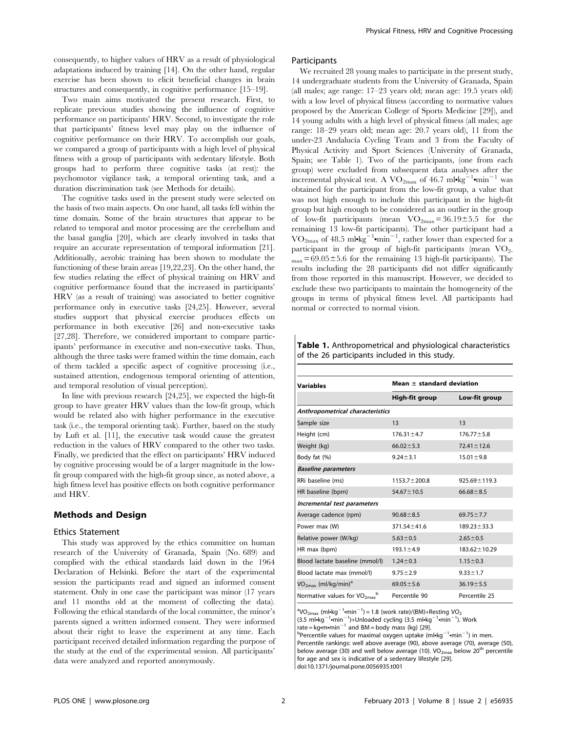consequently, to higher values of HRV as a result of physiological adaptations induced by training [14]. On the other hand, regular exercise has been shown to elicit beneficial changes in brain structures and consequently, in cognitive performance [15–19].

Two main aims motivated the present research. First, to replicate previous studies showing the influence of cognitive performance on participants' HRV. Second, to investigate the role that participants' fitness level may play on the influence of cognitive performance on their HRV. To accomplish our goals, we compared a group of participants with a high level of physical fitness with a group of participants with sedentary lifestyle. Both groups had to perform three cognitive tasks (at rest): the psychomotor vigilance task, a temporal orienting task, and a duration discrimination task (see Methods for details).

The cognitive tasks used in the present study were selected on the basis of two main aspects. On one hand, all tasks fell within the time domain. Some of the brain structures that appear to be related to temporal and motor processing are the cerebellum and the basal ganglia [20], which are clearly involved in tasks that require an accurate representation of temporal information [21]. Additionally, aerobic training has been shown to modulate the functioning of these brain areas [19,22,23]. On the other hand, the few studies relating the effect of physical training on HRV and cognitive performance found that the increased in participants' HRV (as a result of training) was associated to better cognitive performance only in executive tasks [24,25]. However, several studies support that physical exercise produces effects on performance in both executive [26] and non-executive tasks [27,28]. Therefore, we considered important to compare participants' performance in executive and non-executive tasks. Thus, although the three tasks were framed within the time domain, each of them tackled a specific aspect of cognitive processing (i.e., sustained attention, endogenous temporal orienting of attention, and temporal resolution of visual perception).

In line with previous research [24,25], we expected the high-fit group to have greater HRV values than the low-fit group, which would be related also with higher performance in the executive task (i.e., the temporal orienting task). Further, based on the study by Luft et al. [11], the executive task would cause the greatest reduction in the values of HRV compared to the other two tasks. Finally, we predicted that the effect on participants' HRV induced by cognitive processing would be of a larger magnitude in the low-fit group compared with the high-fit group since, as noted above, a high fitness level has positive effects on both cognitive performance and HRV.

## Methods and Design

### Ethics Statement

This study was approved by the ethics committee on human research of the University of Granada, Spain (No. 689) and complied with the ethical standards laid down in the 1964 Declaration of Helsinki. Before the start of the experimental session the participants read and signed an informed consent statement. Only in one case the participant was minor (17 years and 11 months old at the moment of collecting the data). Following the ethical standards of the local committee, the minor's parents signed a written informed consent. They were informed about their right to leave the experiment at any time. Each participant received detailed information regarding the purpose of the study at the end of the experimental session. All participants' data were analyzed and reported anonymously.

### Participants

We recruited 28 young males to participate in the present study, 14 undergraduate students from the University of Granada, Spain (all males; age range: 17–23 years old; mean age: 19.5 years old) with a low level of physical fitness (according to normative values proposed by the American College of Sports Medicine [29]), and 14 young adults with a high level of physical fitness (all males; age range: 18–29 years old; mean age: 20.7 years old), 11 from the under-23 Andalucía Cycling Team and 3 from the Faculty of Physical Activity and Sport Sciences (University of Granada, Spain; see Table 1). Two of the participants, (one from each group) were excluded from subsequent data analyses after the incremental physical test. A $VO_{2max}$ of 46.7 ml•kg$^{-1}$•min$^{-1}$ was obtained for the participant from the low-fit group, a value that was not high enough to include this participant in the high-fit group but high enough to be considered as an outlier in the group of low-fit participants (mean $VO_{2max} = 36.19 \pm 5.5$ for the remaining 13 low-fit participants). The other participant had a $VO_{2max}$ of 48.5 ml•kg$^{-1}$•min$^{-1}$, rather lower than expected for a participant in the group of high-fit participants (mean $VO_{2max} = 69.05 \pm 5.6$ for the remaining 13 high-fit participants). The results including the 28 participants did not differ significantly from those reported in this manuscript. However, we decided to exclude these two participants to maintain the homogeneity of the groups in terms of physical fitness level. All participants had normal or corrected to normal vision.

**Table 1.** Anthropometrical and physiological characteristics of the 26 participants included in this study.

| Variables | Mean ± standard deviation | |
|---|---|---|
| | **High-fit group** | **Low-fit group** |
| ***Anthropometrical characteristics*** | | |
| Sample size | 13 | 13 |
| Height (cm) | 176.31±4.7 | 176.77±5.8 |
| Weight (kg) | 66.02±5.3 | 72.41±12.6 |
| Body fat (%) | 9.24±3.1 | 15.01±9.8 |
| ***Baseline parameters*** | | |
| RRi baseline (ms) | 1153.7±200.8 | 925.69±119.3 |
| HR baseline (bpm) | 54.67±10.5 | 66.68±8.5 |
| ***Incremental test parameters*** | | |
| Average cadence (rpm) | 90.68±8.5 | 69.75±7.7 |
| Power max (W) | 371.54±41.6 | 189.23±33.3 |
| Relative power (W/kg) | 5.63±0.5 | 2.65±0.5 |
| HR max (bpm) | 193.1±4.9 | 183.62±10.29 |
| Blood lactate baseline (mmol/l) | 1.24±0.3 | 1.15±0.3 |
| Blood lactate max (mmol/l) | 9.75±2.9 | 9.33±1.7 |
| $VO_{2max}$ (ml/kg/min)[a] | 69.05±5.6 | 36.19±5.5 |
| Normative values for $VO_{2max}$[b] | Percentile 90 | Percentile 25 |

[a]$VO_{2max}$ (ml•kg$^{-1}$•min$^{-1}$) = 1.8 (work rate)/(BM)+Resting $VO_2$ (3.5 ml•kg$^{-1}$•min$^{-1}$)+Unloaded cycling (3.5 ml•kg$^{-1}$•min$^{-1}$). Work rate = kg•m•min$^{-1}$ and BM = body mass (kg) [29].
[b]Percentile values for maximal oxygen uptake (ml•kg$^{-1}$•min$^{-1}$) in men. Percentile rankings: well above average (90), above average (70), average (50), below average (30) and well below average (10). $VO_{2max}$ below 20$^{th}$ percentile for age and sex is indicative of a sedentary lifestyle [29].
doi:10.1371/journal.pone.0056935.t001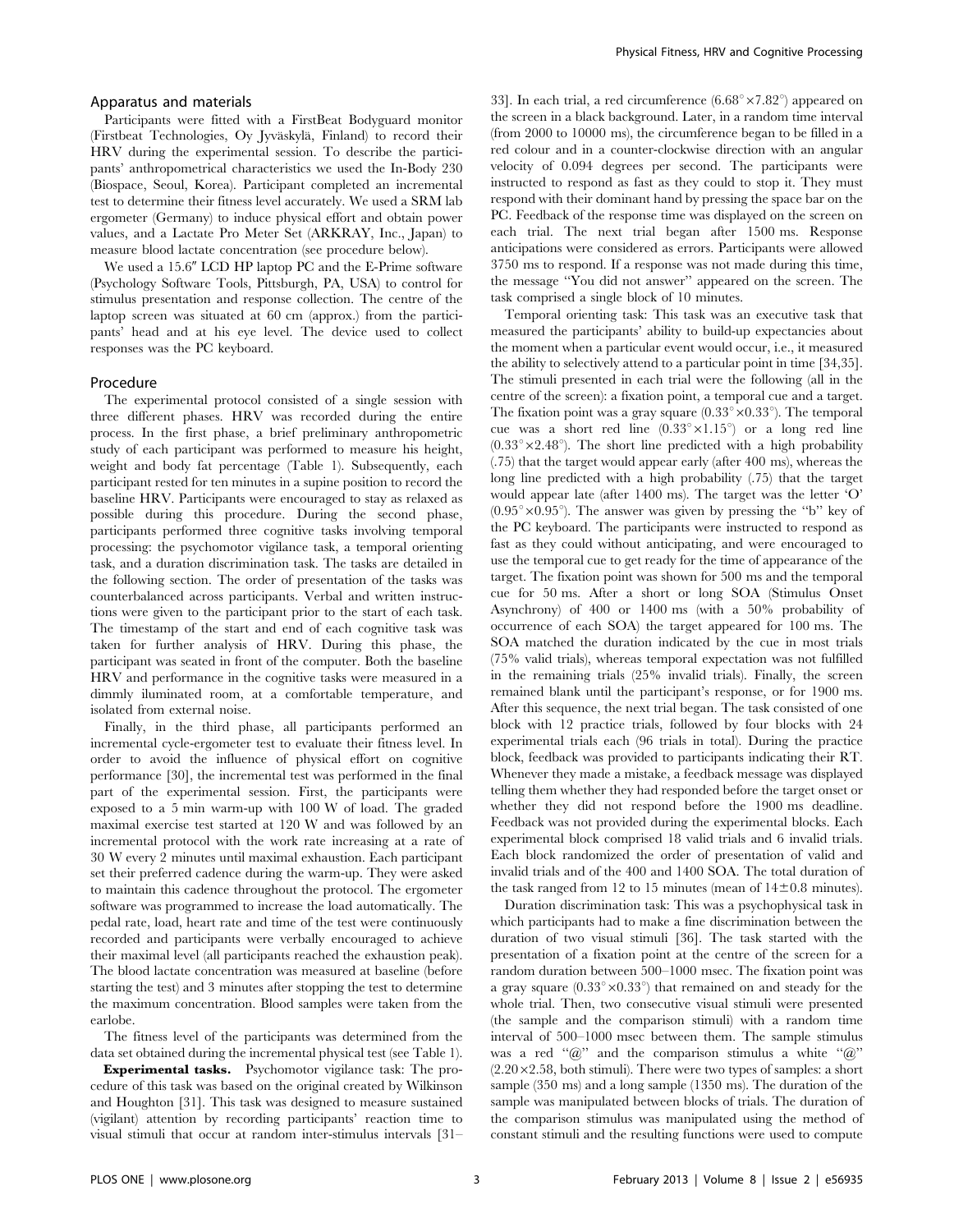## Apparatus and materials

Participants were fitted with a FirstBeat Bodyguard monitor (Firstbeat Technologies, Oy Jyväskylä, Finland) to record their HRV during the experimental session. To describe the participants' anthropometrical characteristics we used the In-Body 230 (Biospace, Seoul, Korea). Participant completed an incremental test to determine their fitness level accurately. We used a SRM lab ergometer (Germany) to induce physical effort and obtain power values, and a Lactate Pro Meter Set (ARKRAY, Inc., Japan) to measure blood lactate concentration (see procedure below).

We used a 15.6″ LCD HP laptop PC and the E-Prime software (Psychology Software Tools, Pittsburgh, PA, USA) to control for stimulus presentation and response collection. The centre of the laptop screen was situated at 60 cm (approx.) from the participants' head and at his eye level. The device used to collect responses was the PC keyboard.

## Procedure

The experimental protocol consisted of a single session with three different phases. HRV was recorded during the entire process. In the first phase, a brief preliminary anthropometric study of each participant was performed to measure his height, weight and body fat percentage (Table 1). Subsequently, each participant rested for ten minutes in a supine position to record the baseline HRV. Participants were encouraged to stay as relaxed as possible during this procedure. During the second phase, participants performed three cognitive tasks involving temporal processing: the psychomotor vigilance task, a temporal orienting task, and a duration discrimination task. The tasks are detailed in the following section. The order of presentation of the tasks was counterbalanced across participants. Verbal and written instructions were given to the participant prior to the start of each task. The timestamp of the start and end of each cognitive task was taken for further analysis of HRV. During this phase, the participant was seated in front of the computer. Both the baseline HRV and performance in the cognitive tasks were measured in a dimmly iluminated room, at a comfortable temperature, and isolated from external noise.

Finally, in the third phase, all participants performed an incremental cycle-ergometer test to evaluate their fitness level. In order to avoid the influence of physical effort on cognitive performance [30], the incremental test was performed in the final part of the experimental session. First, the participants were exposed to a 5 min warm-up with 100 W of load. The graded maximal exercise test started at 120 W and was followed by an incremental protocol with the work rate increasing at a rate of 30 W every 2 minutes until maximal exhaustion. Each participant set their preferred cadence during the warm-up. They were asked to maintain this cadence throughout the protocol. The ergometer software was programmed to increase the load automatically. The pedal rate, load, heart rate and time of the test were continuously recorded and participants were verbally encouraged to achieve their maximal level (all participants reached the exhaustion peak). The blood lactate concentration was measured at baseline (before starting the test) and 3 minutes after stopping the test to determine the maximum concentration. Blood samples were taken from the earlobe.

The fitness level of the participants was determined from the data set obtained during the incremental physical test (see Table 1).

**Experimental tasks.** Psychomotor vigilance task: The procedure of this task was based on the original created by Wilkinson and Houghton [31]. This task was designed to measure sustained (vigilant) attention by recording participants' reaction time to visual stimuli that occur at random inter-stimulus intervals [31–33]. In each trial, a red circumference ($6.68^{\circ}\times7.82^{\circ}$) appeared on the screen in a black background. Later, in a random time interval (from 2000 to 10000 ms), the circumference began to be filled in a red colour and in a counter-clockwise direction with an angular velocity of 0.094 degrees per second. The participants were instructed to respond as fast as they could to stop it. They must respond with their dominant hand by pressing the space bar on the PC. Feedback of the response time was displayed on the screen on each trial. The next trial began after 1500 ms. Response anticipations were considered as errors. Participants were allowed 3750 ms to respond. If a response was not made during this time, the message "You did not answer" appeared on the screen. The task comprised a single block of 10 minutes.

Temporal orienting task: This task was an executive task that measured the participants' ability to build-up expectancies about the moment when a particular event would occur, i.e., it measured the ability to selectively attend to a particular point in time [34,35]. The stimuli presented in each trial were the following (all in the centre of the screen): a fixation point, a temporal cue and a target. The fixation point was a gray square ($0.33^{\circ}\times0.33^{\circ}$). The temporal cue was a short red line ($0.33^{\circ}\times1.15^{\circ}$) or a long red line ($0.33^{\circ}\times2.48^{\circ}$). The short line predicted with a high probability (.75) that the target would appear early (after 400 ms), whereas the long line predicted with a high probability (.75) that the target would appear late (after 1400 ms). The target was the letter 'O' ($0.95^{\circ}\times0.95^{\circ}$). The answer was given by pressing the "b" key of the PC keyboard. The participants were instructed to respond as fast as they could without anticipating, and were encouraged to use the temporal cue to get ready for the time of appearance of the target. The fixation point was shown for 500 ms and the temporal cue for 50 ms. After a short or long SOA (Stimulus Onset Asynchrony) of 400 or 1400 ms (with a 50% probability of occurrence of each SOA) the target appeared for 100 ms. The SOA matched the duration indicated by the cue in most trials (75% valid trials), whereas temporal expectation was not fulfilled in the remaining trials (25% invalid trials). Finally, the screen remained blank until the participant's response, or for 1900 ms. After this sequence, the next trial began. The task consisted of one block with 12 practice trials, followed by four blocks with 24 experimental trials each (96 trials in total). During the practice block, feedback was provided to participants indicating their RT. Whenever they made a mistake, a feedback message was displayed telling them whether they had responded before the target onset or whether they did not respond before the 1900 ms deadline. Feedback was not provided during the experimental blocks. Each experimental block comprised 18 valid trials and 6 invalid trials. Each block randomized the order of presentation of valid and invalid trials and of the 400 and 1400 SOA. The total duration of the task ranged from 12 to 15 minutes (mean of $14\pm0.8$ minutes).

Duration discrimination task: This was a psychophysical task in which participants had to make a fine discrimination between the duration of two visual stimuli [36]. The task started with the presentation of a fixation point at the centre of the screen for a random duration between 500–1000 msec. The fixation point was a gray square ($0.33^{\circ}\times0.33^{\circ}$) that remained on and steady for the whole trial. Then, two consecutive visual stimuli were presented (the sample and the comparison stimuli) with a random time interval of 500–1000 msec between them. The sample stimulus was a red "@" and the comparison stimulus a white "@" ($2.20\times2.58$, both stimuli). There were two types of samples: a short sample (350 ms) and a long sample (1350 ms). The duration of the sample was manipulated between blocks of trials. The duration of the comparison stimulus was manipulated using the method of constant stimuli and the resulting functions were used to compute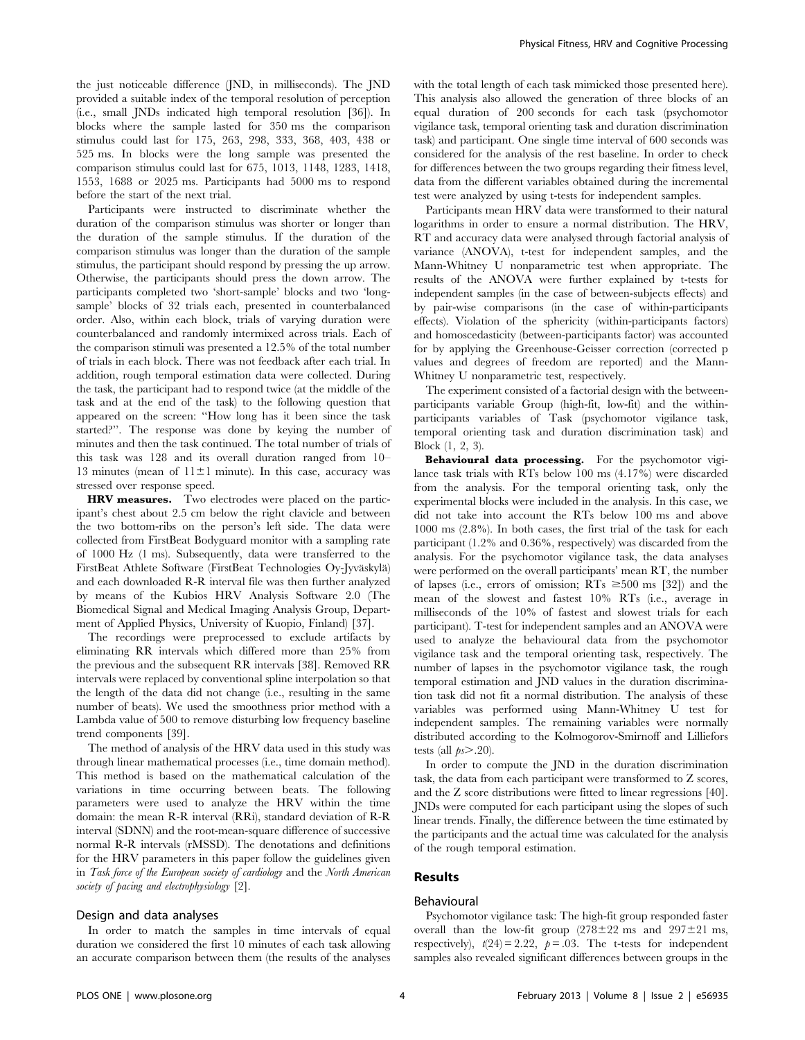the just noticeable difference (JND, in milliseconds). The JND provided a suitable index of the temporal resolution of perception (i.e., small JNDs indicated high temporal resolution [36]). In blocks where the sample lasted for 350 ms the comparison stimulus could last for 175, 263, 298, 333, 368, 403, 438 or 525 ms. In blocks were the long sample was presented the comparison stimulus could last for 675, 1013, 1148, 1283, 1418, 1553, 1688 or 2025 ms. Participants had 5000 ms to respond before the start of the next trial.

Participants were instructed to discriminate whether the duration of the comparison stimulus was shorter or longer than the duration of the sample stimulus. If the duration of the comparison stimulus was longer than the duration of the sample stimulus, the participant should respond by pressing the up arrow. Otherwise, the participants should press the down arrow. The participants completed two 'short-sample' blocks and two 'long-sample' blocks of 32 trials each, presented in counterbalanced order. Also, within each block, trials of varying duration were counterbalanced and randomly intermixed across trials. Each of the comparison stimuli was presented a 12.5% of the total number of trials in each block. There was not feedback after each trial. In addition, rough temporal estimation data were collected. During the task, the participant had to respond twice (at the middle of the task and at the end of the task) to the following question that appeared on the screen: "How long has it been since the task started?". The response was done by keying the number of minutes and then the task continued. The total number of trials of this task was 128 and its overall duration ranged from 10–13 minutes (mean of $11\pm1$ minute). In this case, accuracy was stressed over response speed.

**HRV measures.** Two electrodes were placed on the participant's chest about 2.5 cm below the right clavicle and between the two bottom-ribs on the person's left side. The data were collected from FirstBeat Bodyguard monitor with a sampling rate of 1000 Hz (1 ms). Subsequently, data were transferred to the FirstBeat Athlete Software (FirstBeat Technologies Oy-Jyväskylä) and each downloaded R-R interval file was then further analyzed by means of the Kubios HRV Analysis Software 2.0 (The Biomedical Signal and Medical Imaging Analysis Group, Department of Applied Physics, University of Kuopio, Finland) [37].

The recordings were preprocessed to exclude artifacts by eliminating RR intervals which differed more than 25% from the previous and the subsequent RR intervals [38]. Removed RR intervals were replaced by conventional spline interpolation so that the length of the data did not change (i.e., resulting in the same number of beats). We used the smoothness prior method with a Lambda value of 500 to remove disturbing low frequency baseline trend components [39].

The method of analysis of the HRV data used in this study was through linear mathematical processes (i.e., time domain method). This method is based on the mathematical calculation of the variations in time occurring between beats. The following parameters were used to analyze the HRV within the time domain: the mean R-R interval (RRi), standard deviation of R-R interval (SDNN) and the root-mean-square difference of successive normal R-R intervals (rMSSD). The denotations and definitions for the HRV parameters in this paper follow the guidelines given in *Task force of the European society of cardiology* and the *North American society of pacing and electrophysiology* [2].

## Design and data analyses

In order to match the samples in time intervals of equal duration we considered the first 10 minutes of each task allowing an accurate comparison between them (the results of the analyses with the total length of each task mimicked those presented here). This analysis also allowed the generation of three blocks of an equal duration of 200 seconds for each task (psychomotor vigilance task, temporal orienting task and duration discrimination task) and participant. One single time interval of 600 seconds was considered for the analysis of the rest baseline. In order to check for differences between the two groups regarding their fitness level, data from the different variables obtained during the incremental test were analyzed by using t-tests for independent samples.

Participants mean HRV data were transformed to their natural logarithms in order to ensure a normal distribution. The HRV, RT and accuracy data were analysed through factorial analysis of variance (ANOVA), t-test for independent samples, and the Mann-Whitney U nonparametric test when appropriate. The results of the ANOVA were further explained by t-tests for independent samples (in the case of between-subjects effects) and by pair-wise comparisons (in the case of within-participants effects). Violation of the sphericity (within-participants factors) and homoscedasticity (between-participants factor) was accounted for by applying the Greenhouse-Geisser correction (corrected p values and degrees of freedom are reported) and the Mann-Whitney U nonparametric test, respectively.

The experiment consisted of a factorial design with the between-participants variable Group (high-fit, low-fit) and the within-participants variables of Task (psychomotor vigilance task, temporal orienting task and duration discrimination task) and Block (1, 2, 3).

**Behavioural data processing.** For the psychomotor vigilance task trials with RTs below 100 ms (4.17%) were discarded from the analysis. For the temporal orienting task, only the experimental blocks were included in the analysis. In this case, we did not take into account the RTs below 100 ms and above 1000 ms (2.8%). In both cases, the first trial of the task for each participant (1.2% and 0.36%, respectively) was discarded from the analysis. For the psychomotor vigilance task, the data analyses were performed on the overall participants' mean RT, the number of lapses (i.e., errors of omission; RTs $\geq$500 ms [32]) and the mean of the slowest and fastest 10% RTs (i.e., average in milliseconds of the 10% of fastest and slowest trials for each participant). T-test for independent samples and an ANOVA were used to analyze the behavioural data from the psychomotor vigilance task and the temporal orienting task, respectively. The number of lapses in the psychomotor vigilance task, the rough temporal estimation and JND values in the duration discrimination task did not fit a normal distribution. The analysis of these variables was performed using Mann-Whitney U test for independent samples. The remaining variables were normally distributed according to the Kolmogorov-Smirnoff and Lilliefors tests (all $ps > .20$).

In order to compute the JND in the duration discrimination task, the data from each participant were transformed to Z scores, and the Z score distributions were fitted to linear regressions [40]. JNDs were computed for each participant using the slopes of such linear trends. Finally, the difference between the time estimated by the participants and the actual time was calculated for the analysis of the rough temporal estimation.

## Results

### Behavioural

Psychomotor vigilance task: The high-fit group responded faster overall than the low-fit group ($278\pm22$ ms and $297\pm21$ ms, respectively), $t(24) = 2.22$, $p = .03$. The t-tests for independent samples also revealed significant differences between groups in the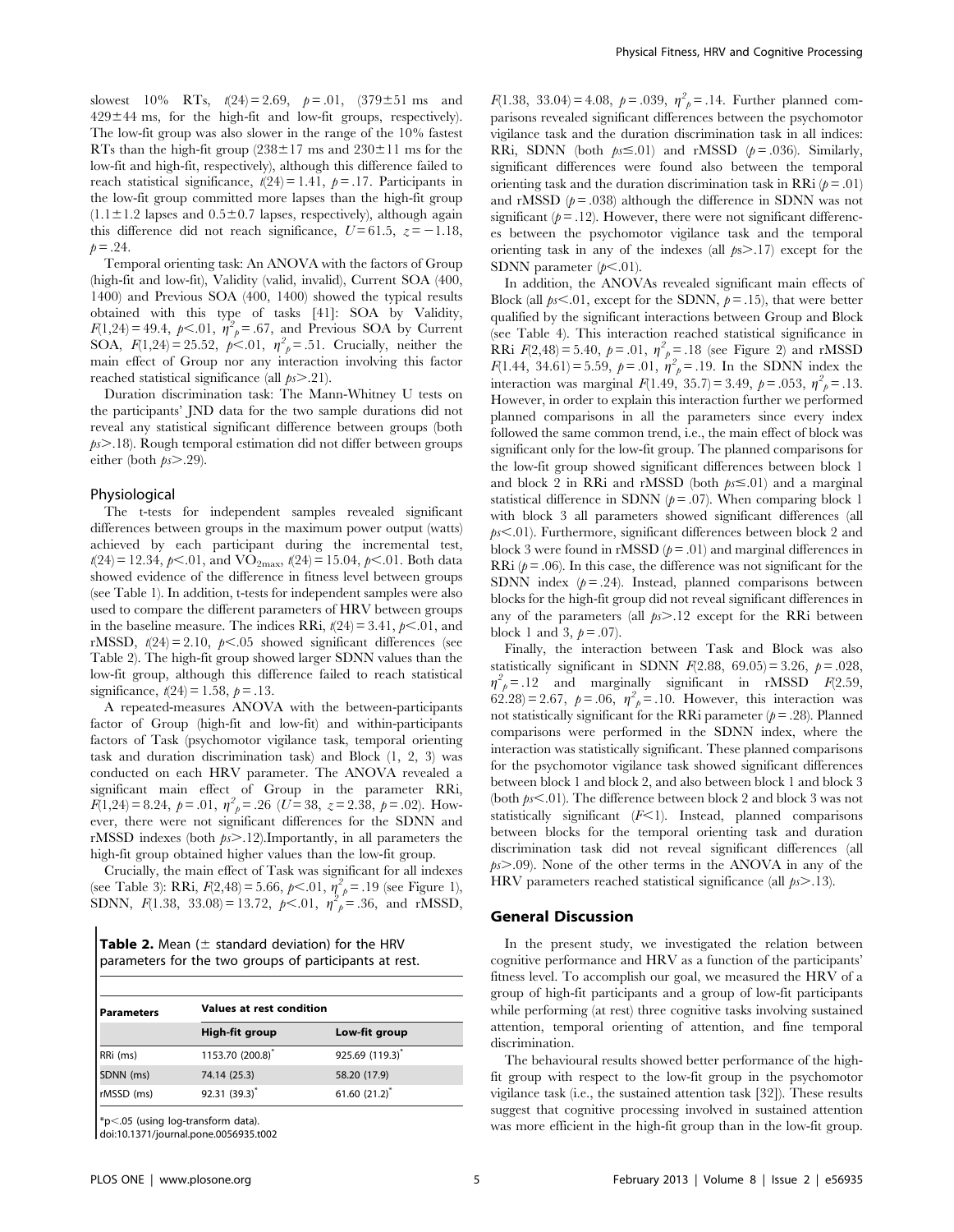slowest 10% RTs, $t(24) = 2.69$, $p = .01$, ($379 \pm 51$ ms and $429 \pm 44$ ms, for the high-fit and low-fit groups, respectively). The low-fit group was also slower in the range of the 10% fastest RTs than the high-fit group ($238 \pm 17$ ms and $230 \pm 11$ ms for the low-fit and high-fit, respectively), although this difference failed to reach statistical significance, $t(24) = 1.41$, $p = .17$. Participants in the low-fit group committed more lapses than the high-fit group ($1.1 \pm 1.2$ lapses and $0.5 \pm 0.7$ lapses, respectively), although again this difference did not reach significance, $U = 61.5$, $z = -1.18$, $p = .24$.

Temporal orienting task: An ANOVA with the factors of Group (high-fit and low-fit), Validity (valid, invalid), Current SOA (400, 1400) and Previous SOA (400, 1400) showed the typical results obtained with this type of tasks [41]: SOA by Validity, $F(1,24) = 49.4$, $p < .01$, $\eta^2_p = .67$, and Previous SOA by Current SOA, $F(1,24) = 25.52$, $p < .01$, $\eta^2_p = .51$. Crucially, neither the main effect of Group nor any interaction involving this factor reached statistical significance (all $ps > .21$).

Duration discrimination task: The Mann-Whitney U tests on the participants' JND data for the two sample durations did not reveal any statistical significant difference between groups (both $ps > .18$). Rough temporal estimation did not differ between groups either (both $ps > .29$).

### Physiological

The t-tests for independent samples revealed significant differences between groups in the maximum power output (watts) achieved by each participant during the incremental test, $t(24) = 12.34$, $p < .01$, and $VO_{2max}$, $t(24) = 15.04$, $p < .01$. Both data showed evidence of the difference in fitness level between groups (see Table 1). In addition, t-tests for independent samples were also used to compare the different parameters of HRV between groups in the baseline measure. The indices RRi, $t(24) = 3.41$, $p < .01$, and rMSSD, $t(24) = 2.10$, $p < .05$ showed significant differences (see Table 2). The high-fit group showed larger SDNN values than the low-fit group, although this difference failed to reach statistical significance, $t(24) = 1.58$, $p = .13$.

A repeated-measures ANOVA with the between-participants factor of Group (high-fit and low-fit) and within-participants factors of Task (psychomotor vigilance task, temporal orienting task and duration discrimination task) and Block (1, 2, 3) was conducted on each HRV parameter. The ANOVA revealed a significant main effect of Group in the parameter RRi, $F(1,24) = 8.24$, $p = .01$, $\eta^2_p = .26$ ($U = 38$, $z = 2.38$, $p = .02$). However, there were not significant differences for the SDNN and rMSSD indexes (both $ps > .12$).Importantly, in all parameters the high-fit group obtained higher values than the low-fit group.

Crucially, the main effect of Task was significant for all indexes (see Table 3): RRi, $F(2,48) = 5.66$, $p < .01$, $\eta^2_p = .19$ (see Figure 1), SDNN, $F(1.38, 33.08) = 13.72$, $p < .01$, $\eta^2_p = .36$, and rMSSD, $F(1.38, 33.04) = 4.08$, $p = .039$, $\eta^2_p = .14$. Further planned comparisons revealed significant differences between the psychomotor vigilance task and the duration discrimination task in all indices: RRi, SDNN (both $ps \leq .01$) and rMSSD ($p = .036$). Similarly, significant differences were found also between the temporal orienting task and the duration discrimination task in RRi ($p = .01$) and rMSSD ($p = .038$) although the difference in SDNN was not significant ($p = .12$). However, there were not significant differences between the psychomotor vigilance task and the temporal orienting task in any of the indexes (all $ps > .17$) except for the SDNN parameter ($p < .01$).

In addition, the ANOVAs revealed significant main effects of Block (all $ps < .01$, except for the SDNN, $p = .15$), that were better qualified by the significant interactions between Group and Block (see Table 4). This interaction reached statistical significance in RRi $F(2,48) = 5.40$, $p = .01$, $\eta^2_p = .18$ (see Figure 2) and rMSSD $F(1.44, 34.61) = 5.59$, $p = .01$, $\eta^2_p = .19$. In the SDNN index the interaction was marginal $F(1.49, 35.7) = 3.49$, $p = .053$, $\eta^2_p = .13$. However, in order to explain this interaction further we performed planned comparisons in all the parameters since every index followed the same common trend, i.e., the main effect of block was significant only for the low-fit group. The planned comparisons for the low-fit group showed significant differences between block 1 and block 2 in RRi and rMSSD (both $ps \leq .01$) and a marginal statistical difference in SDNN ($p = .07$). When comparing block 1 with block 3 all parameters showed significant differences (all $ps < .01$). Furthermore, significant differences between block 2 and block 3 were found in rMSSD ($p = .01$) and marginal differences in RRi ($p = .06$). In this case, the difference was not significant for the SDNN index ($p = .24$). Instead, planned comparisons between blocks for the high-fit group did not reveal significant differences in any of the parameters (all $ps > .12$ except for the RRi between block 1 and 3, $p = .07$).

Finally, the interaction between Task and Block was also statistically significant in SDNN $F(2.88, 69.05) = 3.26$, $p = .028$, $\eta^2_p = .12$ and marginally significant in rMSSD $F(2.59, 62.28) = 2.67$, $p = .06$, $\eta^2_p = .10$. However, this interaction was not statistically significant for the RRi parameter ($p = .28$). Planned comparisons were performed in the SDNN index, where the interaction was statistically significant. These planned comparisons for the psychomotor vigilance task showed significant differences between block 1 and block 2, and also between block 1 and block 3 (both $ps < .01$). The difference between block 2 and block 3 was not statistically significant ($F < 1$). Instead, planned comparisons between blocks for the temporal orienting task and duration discrimination task did not reveal significant differences (all $ps > .09$). None of the other terms in the ANOVA in any of the HRV parameters reached statistical significance (all $ps > .13$).

**Table 2.** Mean ($\pm$ standard deviation) for the HRV parameters for the two groups of participants at rest.

| Parameters | Values at rest condition | |
|---|---|---|
| | High-fit group | Low-fit group |
| RRi (ms) | 1153.70 (200.8)* | 925.69 (119.3)* |
| SDNN (ms) | 74.14 (25.3) | 58.20 (17.9) |
| rMSSD (ms) | 92.31 (39.3)* | 61.60 (21.2)* |

*p<.05 (using log-transform data).

doi:10.1371/journal.pone.0056935.t002

## General Discussion

In the present study, we investigated the relation between cognitive performance and HRV as a function of the participants' fitness level. To accomplish our goal, we measured the HRV of a group of high-fit participants and a group of low-fit participants while performing (at rest) three cognitive tasks involving sustained attention, temporal orienting of attention, and fine temporal discrimination.

The behavioural results showed better performance of the high-fit group with respect to the low-fit group in the psychomotor vigilance task (i.e., the sustained attention task [32]). These results suggest that cognitive processing involved in sustained attention was more efficient in the high-fit group than in the low-fit group.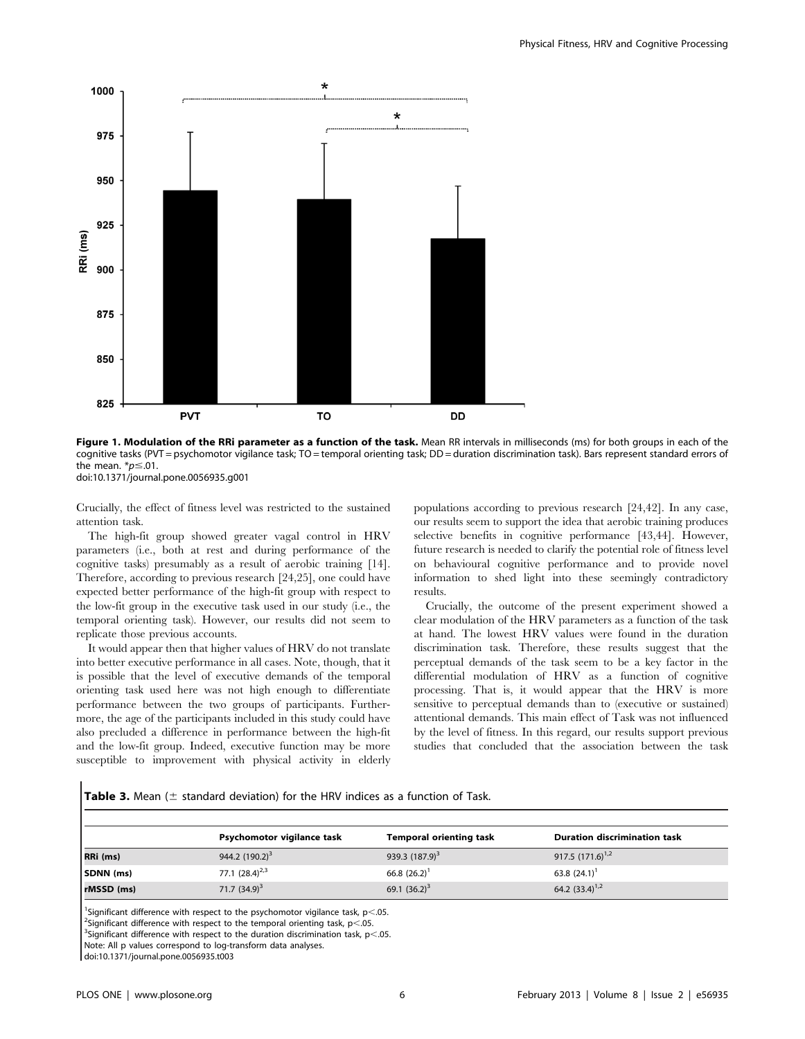**Figure 1. Modulation of the RRi parameter as a function of the task.** Mean RR intervals in milliseconds (ms) for both groups in each of the cognitive tasks (PVT = psychomotor vigilance task; TO = temporal orienting task; DD = duration discrimination task). Bars represent standard errors of the mean. $*p \leq .01$.
doi:10.1371/journal.pone.0056935.g001

Crucially, the effect of fitness level was restricted to the sustained attention task.

The high-fit group showed greater vagal control in HRV parameters (i.e., both at rest and during performance of the cognitive tasks) presumably as a result of aerobic training [14]. Therefore, according to previous research [24,25], one could have expected better performance of the high-fit group with respect to the low-fit group in the executive task used in our study (i.e., the temporal orienting task). However, our results did not seem to replicate those previous accounts.

It would appear then that higher values of HRV do not translate into better executive performance in all cases. Note, though, that it is possible that the level of executive demands of the temporal orienting task used here was not high enough to differentiate performance between the two groups of participants. Furthermore, the age of the participants included in this study could have also precluded a difference in performance between the high-fit and the low-fit group. Indeed, executive function may be more susceptible to improvement with physical activity in elderly populations according to previous research [24,42]. In any case, our results seem to support the idea that aerobic training produces selective benefits in cognitive performance [43,44]. However, future research is needed to clarify the potential role of fitness level on behavioural cognitive performance and to provide novel information to shed light into these seemingly contradictory results.

Crucially, the outcome of the present experiment showed a clear modulation of the HRV parameters as a function of the task at hand. The lowest HRV values were found in the duration discrimination task. Therefore, these results suggest that the perceptual demands of the task seem to be a key factor in the differential modulation of HRV as a function of cognitive processing. That is, it would appear that the HRV is more sensitive to perceptual demands than to (executive or sustained) attentional demands. This main effect of Task was not influenced by the level of fitness. In this regard, our results support previous studies that concluded that the association between the task

**Table 3.** Mean (± standard deviation) for the HRV indices as a function of Task.

| | Psychomotor vigilance task | Temporal orienting task | Duration discrimination task |
|---|---|---|---|
| RRi (ms) | 944.2 (190.2)[3] | 939.3 (187.9)[3] | 917.5 (171.6)[1,2] |
| SDNN (ms) | 77.1 (28.4)[2,3] | 66.8 (26.2)[1] | 63.8 (24.1)[1] |
| rMSSD (ms) | 71.7 (34.9)[3] | 69.1 (36.2)[3] | 64.2 (33.4)[1,2] |

[1]Significant difference with respect to the psychomotor vigilance task, $p < .05$.
[2]Significant difference with respect to the temporal orienting task, $p < .05$.
[3]Significant difference with respect to the duration discrimination task, $p < .05$.
Note: All p values correspond to log-transform data analyses.
doi:10.1371/journal.pone.0056935.t003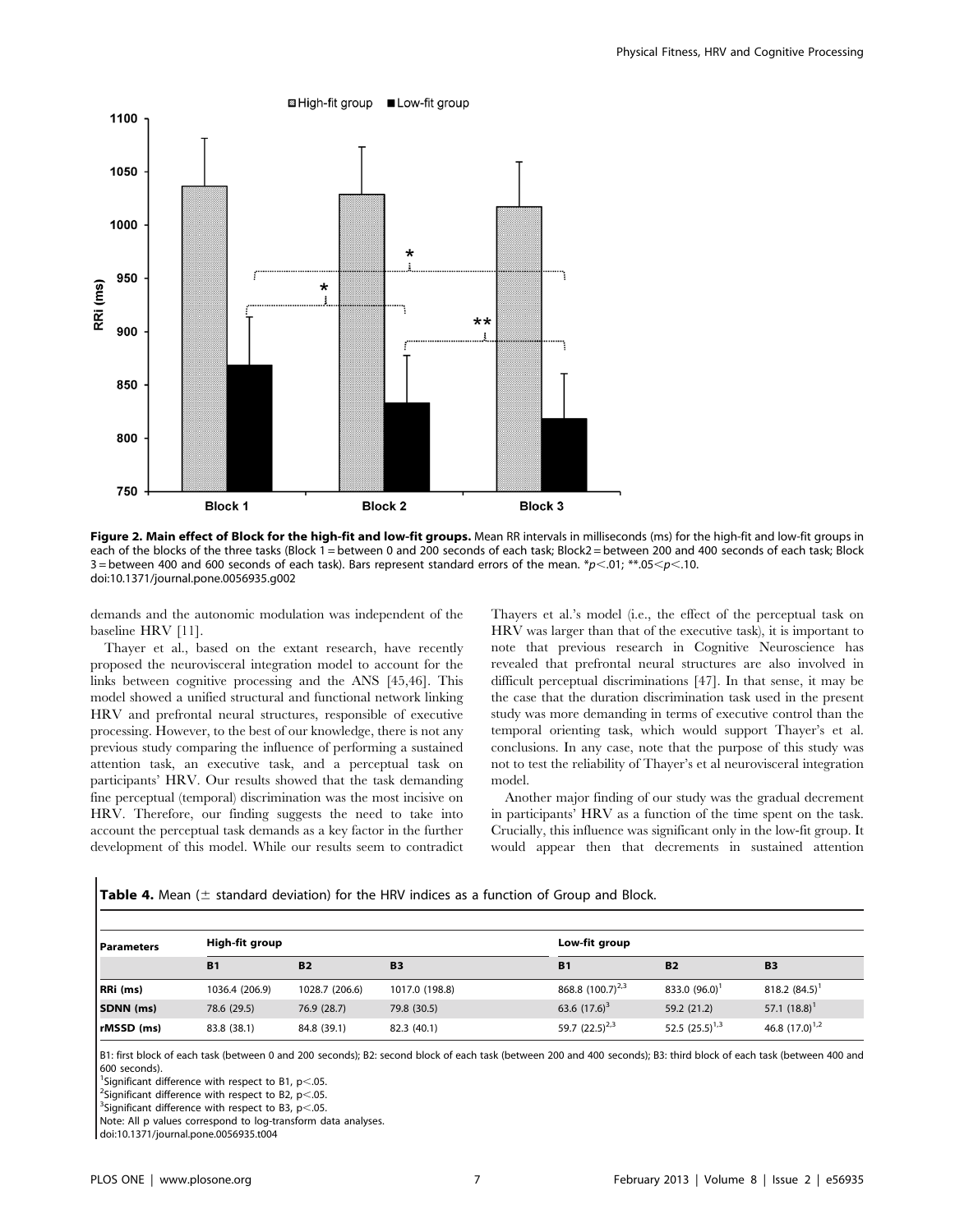**Figure 2. Main effect of Block for the high-fit and low-fit groups.** Mean RR intervals in milliseconds (ms) for the high-fit and low-fit groups in each of the blocks of the three tasks (Block 1 = between 0 and 200 seconds of each task; Block2 = between 200 and 400 seconds of each task; Block 3 = between 400 and 600 seconds of each task). Bars represent standard errors of the mean. *$p<.01$; **$.05<p<.10$.
doi:10.1371/journal.pone.0056935.g002

demands and the autonomic modulation was independent of the baseline HRV [11].

Thayer et al., based on the extant research, have recently proposed the neurovisceral integration model to account for the links between cognitive processing and the ANS [45,46]. This model showed a unified structural and functional network linking HRV and prefrontal neural structures, responsible of executive processing. However, to the best of our knowledge, there is not any previous study comparing the influence of performing a sustained attention task, an executive task, and a perceptual task on participants' HRV. Our results showed that the task demanding fine perceptual (temporal) discrimination was the most incisive on HRV. Therefore, our finding suggests the need to take into account the perceptual task demands as a key factor in the further development of this model. While our results seem to contradict Thayers et al.'s model (i.e., the effect of the perceptual task on HRV was larger than that of the executive task), it is important to note that previous research in Cognitive Neuroscience has revealed that prefrontal neural structures are also involved in difficult perceptual discriminations [47]. In that sense, it may be the case that the duration discrimination task used in the present study was more demanding in terms of executive control than the temporal orienting task, which would support Thayer's et al. conclusions. In any case, note that the purpose of this study was not to test the reliability of Thayer's et al neurovisceral integration model.

Another major finding of our study was the gradual decrement in participants' HRV as a function of the time spent on the task. Crucially, this influence was significant only in the low-fit group. It would appear then that decrements in sustained attention

**Table 4.** Mean ($\pm$ standard deviation) for the HRV indices as a function of Group and Block.

| Parameters | High-fit group | | | Low-fit group | | |
|---|---|---|---|---|---|---|
| | **B1** | **B2** | **B3** | **B1** | **B2** | **B3** |
| **RRi (ms)** | 1036.4 (206.9) | 1028.7 (206.6) | 1017.0 (198.8) | 868.8 (100.7)$^{2,3}$ | 833.0 (96.0)$^{1}$ | 818.2 (84.5)$^{1}$ |
| **SDNN (ms)** | 78.6 (29.5) | 76.9 (28.7) | 79.8 (30.5) | 63.6 (17.6)$^{3}$ | 59.2 (21.2) | 57.1 (18.8)$^{1}$ |
| **rMSSD (ms)** | 83.8 (38.1) | 84.8 (39.1) | 82.3 (40.1) | 59.7 (22.5)$^{2,3}$ | 52.5 (25.5)$^{1,3}$ | 46.8 (17.0)$^{1,2}$ |

B1: first block of each task (between 0 and 200 seconds); B2: second block of each task (between 200 and 400 seconds); B3: third block of each task (between 400 and 600 seconds).
$^{1}$Significant difference with respect to B1, $p<.05$.
$^{2}$Significant difference with respect to B2, $p<.05$.
$^{3}$Significant difference with respect to B3, $p<.05$.
Note: All p values correspond to log-transform data analyses.
doi:10.1371/journal.pone.0056935.t004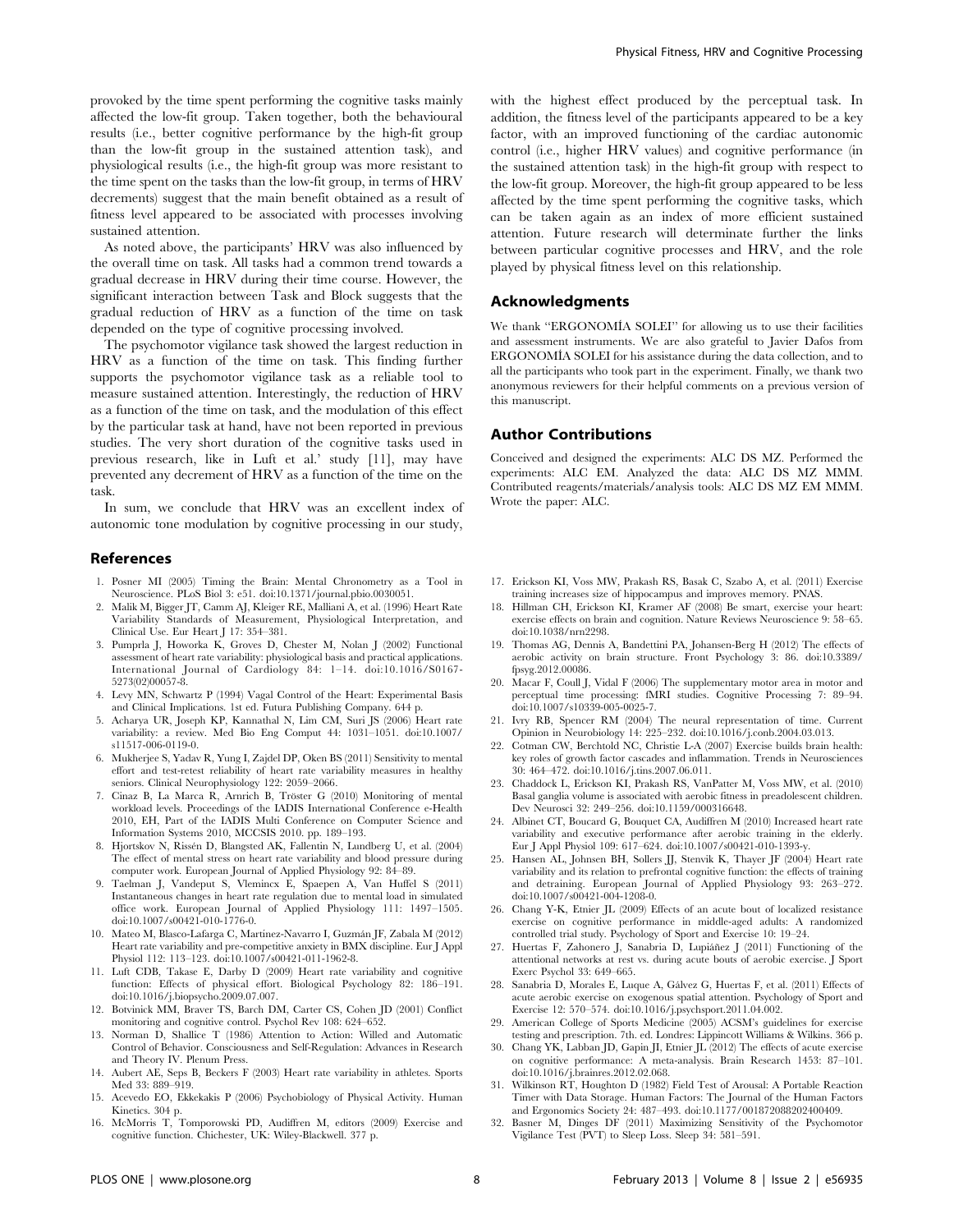provoked by the time spent performing the cognitive tasks mainly affected the low-fit group. Taken together, both the behavioural results (i.e., better cognitive performance by the high-fit group than the low-fit group in the sustained attention task), and physiological results (i.e., the high-fit group was more resistant to the time spent on the tasks than the low-fit group, in terms of HRV decrements) suggest that the main benefit obtained as a result of fitness level appeared to be associated with processes involving sustained attention.

As noted above, the participants' HRV was also influenced by the overall time on task. All tasks had a common trend towards a gradual decrease in HRV during their time course. However, the significant interaction between Task and Block suggests that the gradual reduction of HRV as a function of the time on task depended on the type of cognitive processing involved.

The psychomotor vigilance task showed the largest reduction in HRV as a function of the time on task. This finding further supports the psychomotor vigilance task as a reliable tool to measure sustained attention. Interestingly, the reduction of HRV as a function of the time on task, and the modulation of this effect by the particular task at hand, have not been reported in previous studies. The very short duration of the cognitive tasks used in previous research, like in Luft et al.' study [11], may have prevented any decrement of HRV as a function of the time on the task.

In sum, we conclude that HRV was an excellent index of autonomic tone modulation by cognitive processing in our study, with the highest effect produced by the perceptual task. In addition, the fitness level of the participants appeared to be a key factor, with an improved functioning of the cardiac autonomic control (i.e., higher HRV values) and cognitive performance (in the sustained attention task) in the high-fit group with respect to the low-fit group. Moreover, the high-fit group appeared to be less affected by the time spent performing the cognitive tasks, which can be taken again as an index of more efficient sustained attention. Future research will determinate further the links between particular cognitive processes and HRV, and the role played by physical fitness level on this relationship.

## Acknowledgments

We thank "ERGONOMÍA SOLEI" for allowing us to use their facilities and assessment instruments. We are also grateful to Javier Dafos from ERGONOMÍA SOLEI for his assistance during the data collection, and to all the participants who took part in the experiment. Finally, we thank two anonymous reviewers for their helpful comments on a previous version of this manuscript.

## Author Contributions

Conceived and designed the experiments: ALC DS MZ. Performed the experiments: ALC EM. Analyzed the data: ALC DS MZ MMM. Contributed reagents/materials/analysis tools: ALC DS MZ EM MMM. Wrote the paper: ALC.

## References

1. Posner MI (2005) Timing the Brain: Mental Chronometry as a Tool in Neuroscience. PLoS Biol 3: e51. doi:10.1371/journal.pbio.0030051.
2. Malik M, Bigger JT, Camm AJ, Kleiger RE, Malliani A, et al. (1996) Heart Rate Variability Standards of Measurement, Physiological Interpretation, and Clinical Use. Eur Heart J 17: 354–381.
3. Pumprla J, Howorka K, Groves D, Chester M, Nolan J (2002) Functional assessment of heart rate variability: physiological basis and practical applications. International Journal of Cardiology 84: 1–14. doi:10.1016/S0167-5273(02)00057-8.
4. Levy MN, Schwartz P (1994) Vagal Control of the Heart: Experimental Basis and Clinical Implications. 1st ed. Futura Publishing Company. 644 p.
5. Acharya UR, Joseph KP, Kannathal N, Lim CM, Suri JS (2006) Heart rate variability: a review. Med Bio Eng Comput 44: 1031–1051. doi:10.1007/s11517-006-0119-0.
6. Mukherjee S, Yadav R, Yung I, Zajdel DP, Oken BS (2011) Sensitivity to mental effort and test-retest reliability of heart rate variability measures in healthy seniors. Clinical Neurophysiology 122: 2059–2066.
7. Cinaz B, La Marca R, Arnrich B, Tröster G (2010) Monitoring of mental workload levels. Proceedings of the IADIS International Conference e-Health 2010, EH, Part of the IADIS Multi Conference on Computer Science and Information Systems 2010, MCCSIS 2010. pp. 189–193.
8. Hjortskov N, Rissén D, Blangsted AK, Fallentin N, Lundberg U, et al. (2004) The effect of mental stress on heart rate variability and blood pressure during computer work. European Journal of Applied Physiology 92: 84–89.
9. Taelman J, Vandeput S, Vlemincx E, Spaepen A, Van Huffel S (2011) Instantaneous changes in heart rate regulation due to mental load in simulated office work. European Journal of Applied Physiology 111: 1497–1505. doi:10.1007/s00421-010-1776-0.
10. Mateo M, Blasco-Lafarga C, Martinez-Navarro I, Guzmán JF, Zabala M (2012) Heart rate variability and pre-competitive anxiety in BMX discipline. Eur J Appl Physiol 112: 113–123. doi:10.1007/s00421-011-1962-8.
11. Luft CDB, Takase E, Darby D (2009) Heart rate variability and cognitive function: Effects of physical effort. Biological Psychology 82: 186–191. doi:10.1016/j.biopsycho.2009.07.007.
12. Botvinick MM, Braver TS, Barch DM, Carter CS, Cohen JD (2001) Conflict monitoring and cognitive control. Psychol Rev 108: 624–652.
13. Norman D, Shallice T (1986) Attention to Action: Willed and Automatic Control of Behavior. Consciousness and Self-Regulation: Advances in Research and Theory IV. Plenum Press.
14. Aubert AE, Seps B, Beckers F (2003) Heart rate variability in athletes. Sports Med 33: 889–919.
15. Acevedo EO, Ekkekakis P (2006) Psychobiology of Physical Activity. Human Kinetics. 304 p.
16. McMorris T, Tomporowski PD, Audiffren M, editors (2009) Exercise and cognitive function. Chichester, UK: Wiley-Blackwell. 377 p.
17. Erickson KI, Voss MW, Prakash RS, Basak C, Szabo A, et al. (2011) Exercise training increases size of hippocampus and improves memory. PNAS.
18. Hillman CH, Erickson KI, Kramer AF (2008) Be smart, exercise your heart: exercise effects on brain and cognition. Nature Reviews Neuroscience 9: 58–65. doi:10.1038/nrn2298.
19. Thomas AG, Dennis A, Bandettini PA, Johansen-Berg H (2012) The effects of aerobic activity on brain structure. Front Psychology 3: 86. doi:10.3389/fpsyg.2012.00086.
20. Macar F, Coull J, Vidal F (2006) The supplementary motor area in motor and perceptual time processing: fMRI studies. Cognitive Processing 7: 89–94. doi:10.1007/s10339-005-0025-7.
21. Ivry RB, Spencer RM (2004) The neural representation of time. Current Opinion in Neurobiology 14: 225–232. doi:10.1016/j.conb.2004.03.013.
22. Cotman CW, Berchtold NC, Christie L-A (2007) Exercise builds brain health: key roles of growth factor cascades and inflammation. Trends in Neurosciences 30: 464–472. doi:10.1016/j.tins.2007.06.011.
23. Chaddock L, Erickson KI, Prakash RS, VanPatter M, Voss MW, et al. (2010) Basal ganglia volume is associated with aerobic fitness in preadolescent children. Dev Neurosci 32: 249–256. doi:10.1159/000316648.
24. Albinet CT, Boucard G, Bouquet CA, Audiffren M (2010) Increased heart rate variability and executive performance after aerobic training in the elderly. Eur J Appl Physiol 109: 617–624. doi:10.1007/s00421-010-1393-y.
25. Hansen AL, Johnsen BH, Sollers JJ, Stenvik K, Thayer JF (2004) Heart rate variability and its relation to prefrontal cognitive function: the effects of training and detraining. European Journal of Applied Physiology 93: 263–272. doi:10.1007/s00421-004-1208-0.
26. Chang Y-K, Etnier JL (2009) Effects of an acute bout of localized resistance exercise on cognitive performance in middle-aged adults: A randomized controlled trial study. Psychology of Sport and Exercise 10: 19–24.
27. Huertas F, Zahonero J, Sanabria D, Lupiáñez J (2011) Functioning of the attentional networks at rest vs. during acute bouts of aerobic exercise. J Sport Exerc Psychol 33: 649–665.
28. Sanabria D, Morales E, Luque A, Gálvez G, Huertas F, et al. (2011) Effects of acute aerobic exercise on exogenous spatial attention. Psychology of Sport and Exercise 12: 570–574. doi:10.1016/j.psychsport.2011.04.002.
29. American College of Sports Medicine (2005) ACSM's guidelines for exercise testing and prescription. 7th. ed. Londres: Lippincott Williams & Wilkins. 366 p.
30. Chang YK, Labban JD, Gapin JI, Etnier JL (2012) The effects of acute exercise on cognitive performance: A meta-analysis. Brain Research 1453: 87–101. doi:10.1016/j.brainres.2012.02.068.
31. Wilkinson RT, Houghton D (1982) Field Test of Arousal: A Portable Reaction Timer with Data Storage. Human Factors: The Journal of the Human Factors and Ergonomics Society 24: 487–493. doi:10.1177/001872088202400409.
32. Basner M, Dinges DF (2011) Maximizing Sensitivity of the Psychomotor Vigilance Test (PVT) to Sleep Loss. Sleep 34: 581–591.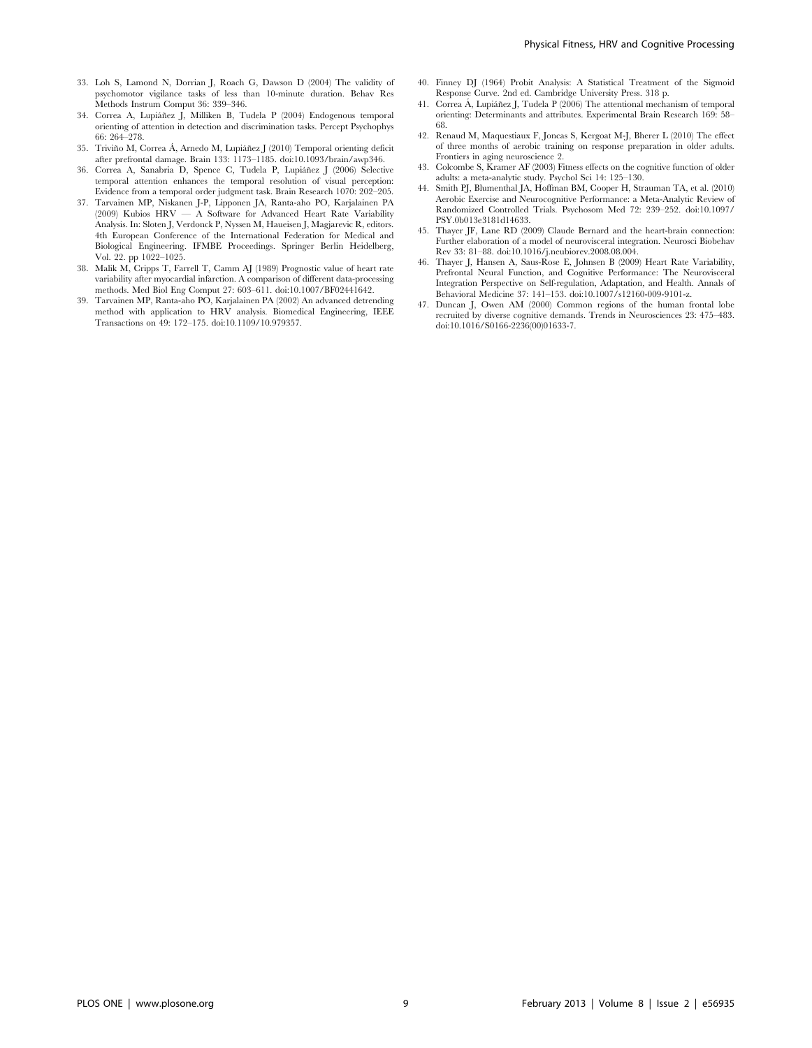33. Loh S, Lamond N, Dorrian J, Roach G, Dawson D (2004) The validity of psychomotor vigilance tasks of less than 10-minute duration. Behav Res Methods Instrum Comput 36: 339–346.
34. Correa A, Lupiáñez J, Milliken B, Tudela P (2004) Endogenous temporal orienting of attention in detection and discrimination tasks. Percept Psychophys 66: 264–278.
35. Triviño M, Correa Á, Arnedo M, Lupiáñez J (2010) Temporal orienting deficit after prefrontal damage. Brain 133: 1173–1185. doi:10.1093/brain/awp346.
36. Correa A, Sanabria D, Spence C, Tudela P, Lupiáñez J (2006) Selective temporal attention enhances the temporal resolution of visual perception: Evidence from a temporal order judgment task. Brain Research 1070: 202–205.
37. Tarvainen MP, Niskanen J-P, Lipponen JA, Ranta-aho PO, Karjalainen PA (2009) Kubios HRV — A Software for Advanced Heart Rate Variability Analysis. In: Sloten J, Verdonck P, Nyssen M, Haueisen J, Magjarevic R, editors. 4th European Conference of the International Federation for Medical and Biological Engineering. IFMBE Proceedings. Springer Berlin Heidelberg, Vol. 22. pp 1022–1025.
38. Malik M, Cripps T, Farrell T, Camm AJ (1989) Prognostic value of heart rate variability after myocardial infarction. A comparison of different data-processing methods. Med Biol Eng Comput 27: 603–611. doi:10.1007/BF02441642.
39. Tarvainen MP, Ranta-aho PO, Karjalainen PA (2002) An advanced detrending method with application to HRV analysis. Biomedical Engineering, IEEE Transactions on 49: 172–175. doi:10.1109/10.979357.
40. Finney DJ (1964) Probit Analysis: A Statistical Treatment of the Sigmoid Response Curve. 2nd ed. Cambridge University Press. 318 p.
41. Correa Á, Lupiáñez J, Tudela P (2006) The attentional mechanism of temporal orienting: Determinants and attributes. Experimental Brain Research 169: 58–68.
42. Renaud M, Maquestiaux F, Joncas S, Kergoat M-J, Bherer L (2010) The effect of three months of aerobic training on response preparation in older adults. Frontiers in aging neuroscience 2.
43. Colcombe S, Kramer AF (2003) Fitness effects on the cognitive function of older adults: a meta-analytic study. Psychol Sci 14: 125–130.
44. Smith PJ, Blumenthal JA, Hoffman BM, Cooper H, Strauman TA, et al. (2010) Aerobic Exercise and Neurocognitive Performance: a Meta-Analytic Review of Randomized Controlled Trials. Psychosom Med 72: 239–252. doi:10.1097/PSY.0b013e3181d14633.
45. Thayer JF, Lane RD (2009) Claude Bernard and the heart-brain connection: Further elaboration of a model of neurovisceral integration. Neurosci Biobehav Rev 33: 81–88. doi:10.1016/j.neubiorev.2008.08.004.
46. Thayer J, Hansen A, Saus-Rose E, Johnsen B (2009) Heart Rate Variability, Prefrontal Neural Function, and Cognitive Performance: The Neurovisceral Integration Perspective on Self-regulation, Adaptation, and Health. Annals of Behavioral Medicine 37: 141–153. doi:10.1007/s12160-009-9101-z.
47. Duncan J, Owen AM (2000) Common regions of the human frontal lobe recruited by diverse cognitive demands. Trends in Neurosciences 23: 475–483. doi:10.1016/S0166-2236(00)01633-7.